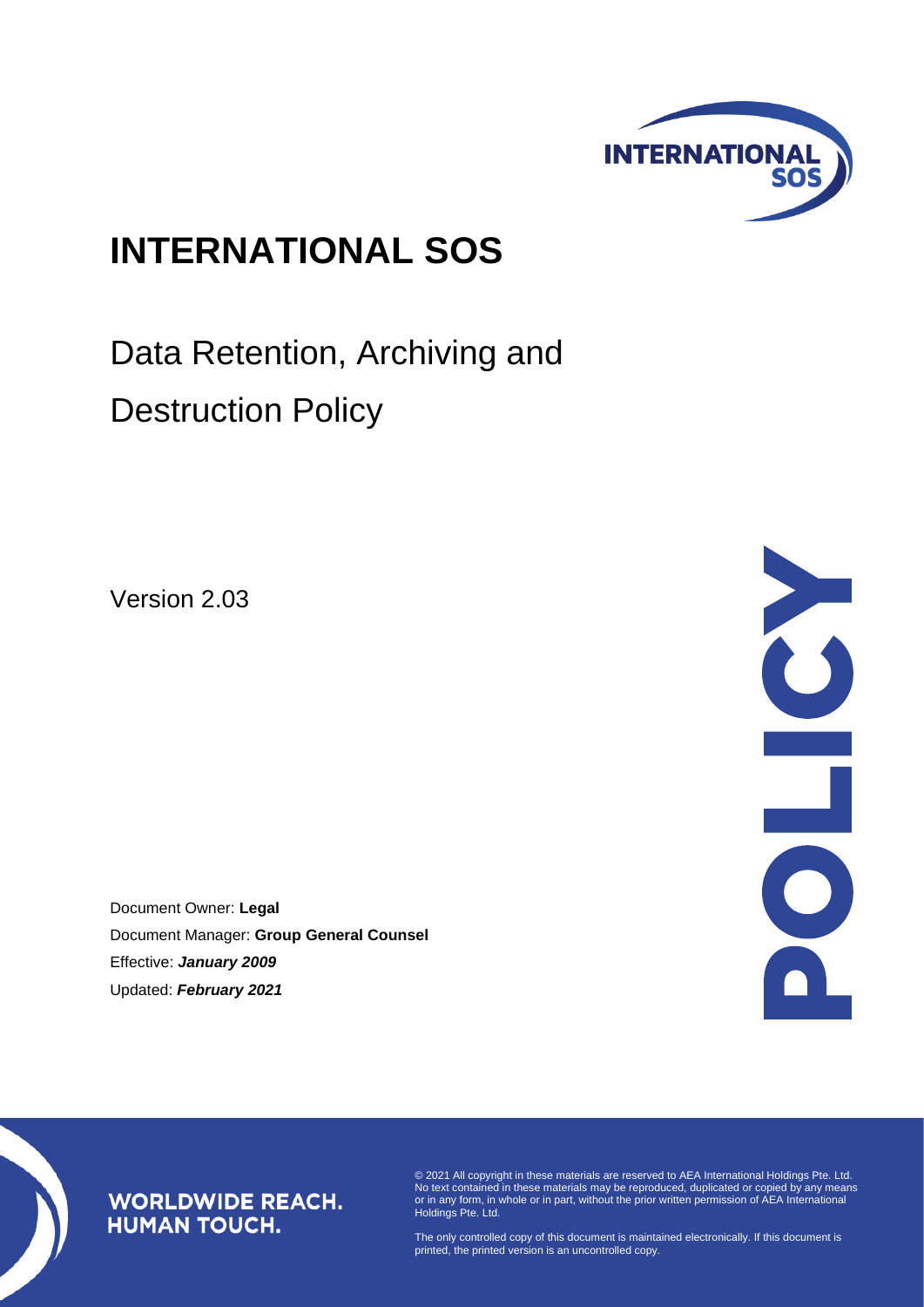# INTERNATIONAL SOS

## Data Retention, Archiving and Destruction Policy

Version 2.03

Document Owner: **Legal**
Document Manager: **Group General Counsel**
Effective: ***January 2009***
Updated: ***February 2021***

POLICY

**WORLDWIDE REACH. HUMAN TOUCH.**

© 2021 All copyright in these materials are reserved to AEA International Holdings Pte. Ltd. No text contained in these materials may be reproduced, duplicated or copied by any means or in any form, in whole or in part, without the prior written permission of AEA International Holdings Pte. Ltd.

The only controlled copy of this document is maintained electronically. If this document is printed, the printed version is an uncontrolled copy.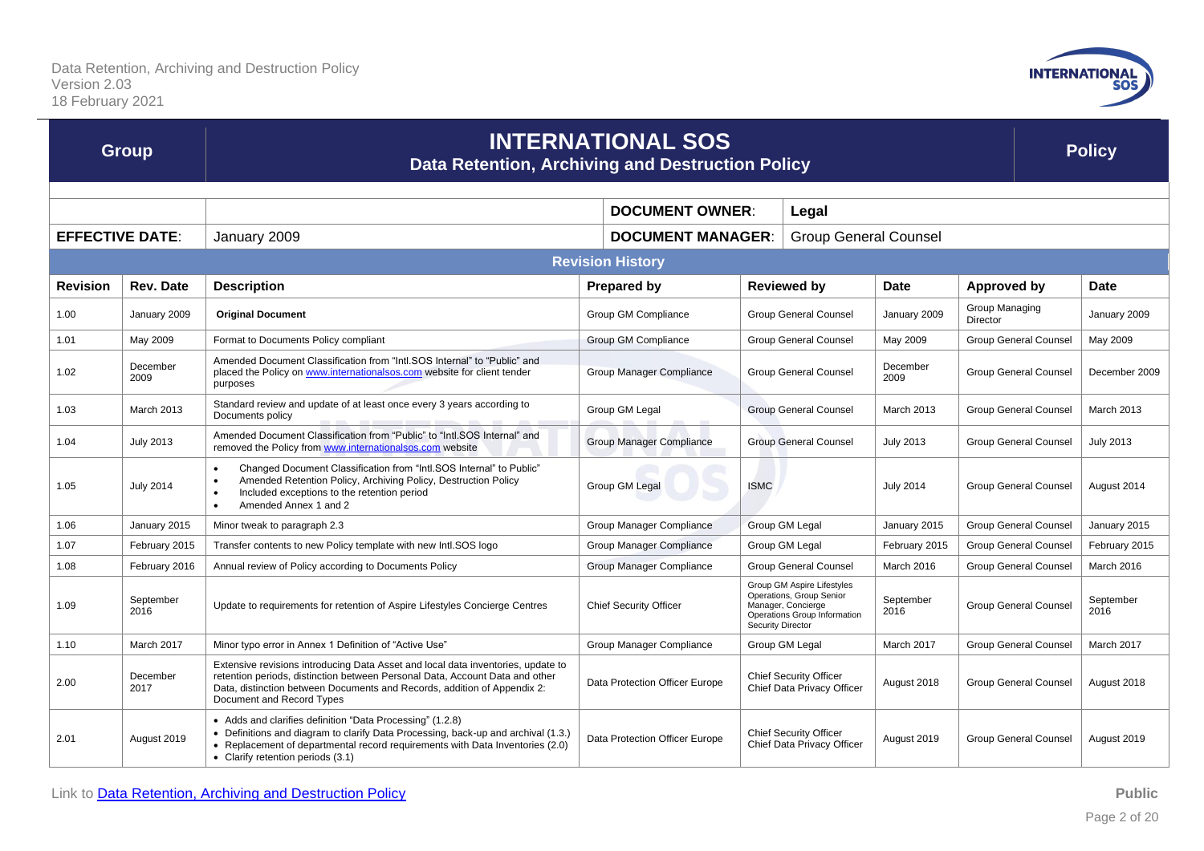| Group | INTERNATIONAL SOS<br>Data Retention, Archiving and Destruction Policy | Policy |
|---|---|---|

| | | DOCUMENT OWNER: | Legal |
|---|---|---|---|
| **EFFECTIVE DATE:** | January 2009 | **DOCUMENT MANAGER:** | Group General Counsel |

**Revision History**

| Revision | Rev. Date | Description | Prepared by | Reviewed by | Date | Approved by | Date |
|---|---|---|---|---|---|---|---|
| 1.00 | January 2009 | **Original Document** | Group GM Compliance | Group General Counsel | January 2009 | Group Managing Director | January 2009 |
| 1.01 | May 2009 | Format to Documents Policy compliant | Group GM Compliance | Group General Counsel | May 2009 | Group General Counsel | May 2009 |
| 1.02 | December 2009 | Amended Document Classification from "Intl.SOS Internal" to "Public" and placed the Policy on www.internationalsos.com website for client tender purposes | Group Manager Compliance | Group General Counsel | December 2009 | Group General Counsel | December 2009 |
| 1.03 | March 2013 | Standard review and update of at least once every 3 years according to Documents policy | Group GM Legal | Group General Counsel | March 2013 | Group General Counsel | March 2013 |
| 1.04 | July 2013 | Amended Document Classification from "Public" to "Intl.SOS Internal" and removed the Policy from www.internationalsos.com website | Group Manager Compliance | Group General Counsel | July 2013 | Group General Counsel | July 2013 |
| 1.05 | July 2014 | • Changed Document Classification from "Intl.SOS Internal" to Public"<br>• Amended Retention Policy, Archiving Policy, Destruction Policy<br>• Included exceptions to the retention period<br>• Amended Annex 1 and 2 | Group GM Legal | ISMC | July 2014 | Group General Counsel | August 2014 |
| 1.06 | January 2015 | Minor tweak to paragraph 2.3 | Group Manager Compliance | Group GM Legal | January 2015 | Group General Counsel | January 2015 |
| 1.07 | February 2015 | Transfer contents to new Policy template with new Intl.SOS logo | Group Manager Compliance | Group GM Legal | February 2015 | Group General Counsel | February 2015 |
| 1.08 | February 2016 | Annual review of Policy according to Documents Policy | Group Manager Compliance | Group General Counsel | March 2016 | Group General Counsel | March 2016 |
| 1.09 | September 2016 | Update to requirements for retention of Aspire Lifestyles Concierge Centres | Chief Security Officer | Group GM Aspire Lifestyles Operations, Group Senior Manager, Concierge Operations Group Information Security Director | September 2016 | Group General Counsel | September 2016 |
| 1.10 | March 2017 | Minor typo error in Annex 1 Definition of "Active Use" | Group Manager Compliance | Group GM Legal | March 2017 | Group General Counsel | March 2017 |
| 2.00 | December 2017 | Extensive revisions introducing Data Asset and local data inventories, update to retention periods, distinction between Personal Data, Account Data and other Data, distinction between Documents and Records, addition of Appendix 2: Document and Record Types | Data Protection Officer Europe | Chief Security Officer<br>Chief Data Privacy Officer | August 2018 | Group General Counsel | August 2018 |
| 2.01 | August 2019 | • Adds and clarifies definition "Data Processing" (1.2.8)<br>• Definitions and diagram to clarify Data Processing, back-up and archival (1.3.)<br>• Replacement of departmental record requirements with Data Inventories (2.0)<br>• Clarify retention periods (3.1) | Data Protection Officer Europe | Chief Security Officer<br>Chief Data Privacy Officer | August 2019 | Group General Counsel | August 2019 |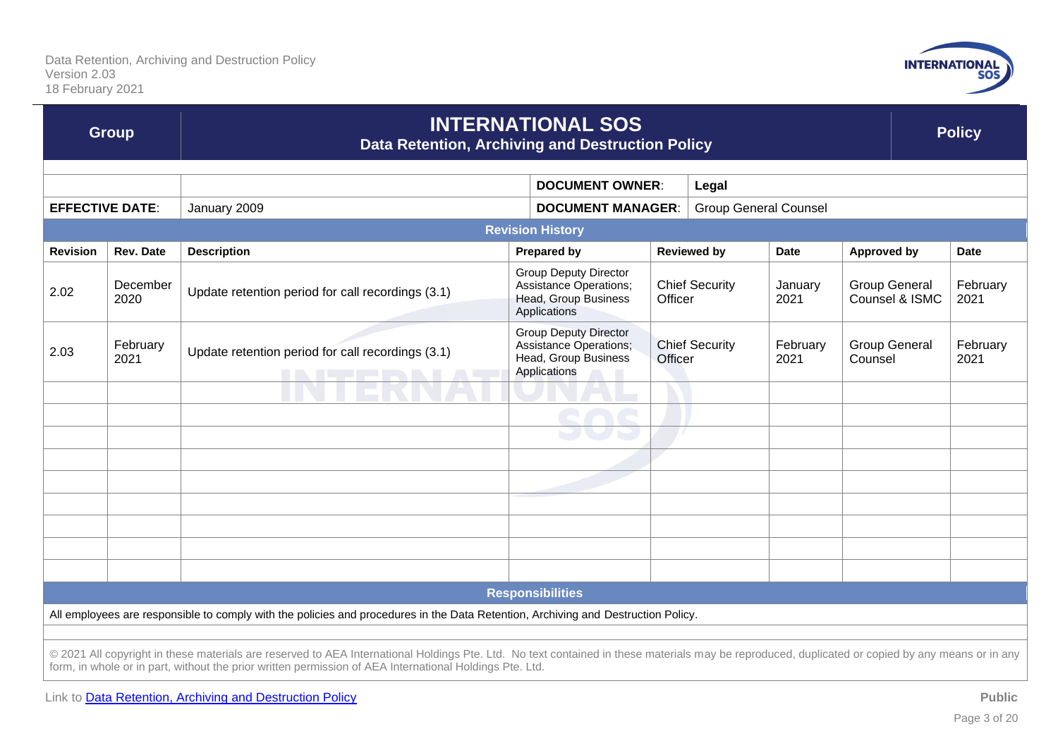| Group | INTERNATIONAL SOS<br>Data Retention, Archiving and Destruction Policy | Policy |
|---|---|---|

| | | DOCUMENT OWNER: | Legal |
|---|---|---|---|
| **EFFECTIVE DATE:** | January 2009 | **DOCUMENT MANAGER:** | Group General Counsel |

**Revision History**

| Revision | Rev. Date | Description | Prepared by | Reviewed by | Date | Approved by | Date |
|---|---|---|---|---|---|---|---|
| 2.02 | December 2020 | Update retention period for call recordings (3.1) | Group Deputy Director Assistance Operations; Head, Group Business Applications | Chief Security Officer | January 2021 | Group General Counsel & ISMC | February 2021 |
| 2.03 | February 2021 | Update retention period for call recordings (3.1) | Group Deputy Director Assistance Operations; Head, Group Business Applications | Chief Security Officer | February 2021 | Group General Counsel | February 2021 |
| | | | | | | | |
| | | | | | | | |
| | | | | | | | |
| | | | | | | | |
| | | | | | | | |
| | | | | | | | |
| | | | | | | | |
| | | | | | | | |
| | | | | | | | |

**Responsibilities**

All employees are responsible to comply with the policies and procedures in the Data Retention, Archiving and Destruction Policy.

© 2021 All copyright in these materials are reserved to AEA International Holdings Pte. Ltd. No text contained in these materials may be reproduced, duplicated or copied by any means or in any form, in whole or in part, without the prior written permission of AEA International Holdings Pte. Ltd.

Link to [Data Retention, Archiving and Destruction Policy]

Public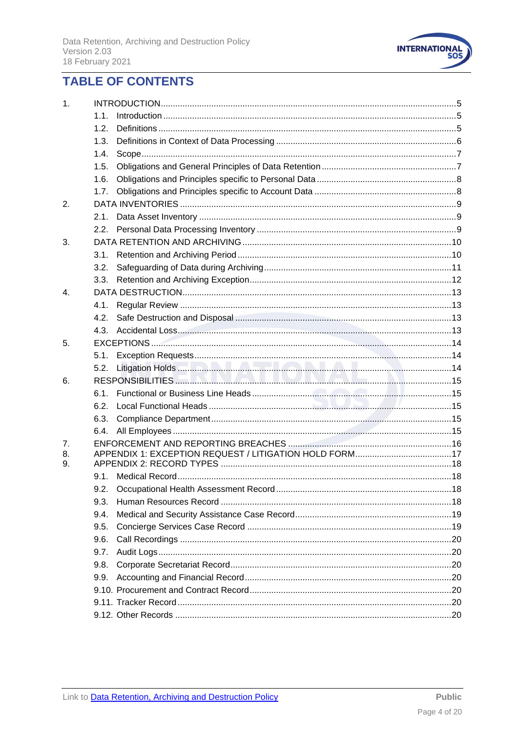# TABLE OF CONTENTS

1. INTRODUCTION ..... 5
   - 1.1. Introduction ..... 5
   - 1.2. Definitions ..... 5
   - 1.3. Definitions in Context of Data Processing ..... 6
   - 1.4. Scope ..... 7
   - 1.5. Obligations and General Principles of Data Retention ..... 7
   - 1.6. Obligations and Principles specific to Personal Data ..... 8
   - 1.7. Obligations and Principles specific to Account Data ..... 8
2. DATA INVENTORIES ..... 9
   - 2.1. Data Asset Inventory ..... 9
   - 2.2. Personal Data Processing Inventory ..... 9
3. DATA RETENTION AND ARCHIVING ..... 10
   - 3.1. Retention and Archiving Period ..... 10
   - 3.2. Safeguarding of Data during Archiving ..... 11
   - 3.3. Retention and Archiving Exception ..... 12
4. DATA DESTRUCTION ..... 13
   - 4.1. Regular Review ..... 13
   - 4.2. Safe Destruction and Disposal ..... 13
   - 4.3. Accidental Loss ..... 13
5. EXCEPTIONS ..... 14
   - 5.1. Exception Requests ..... 14
   - 5.2. Litigation Holds ..... 14
6. RESPONSIBILITIES ..... 15
   - 6.1. Functional or Business Line Heads ..... 15
   - 6.2. Local Functional Heads ..... 15
   - 6.3. Compliance Department ..... 15
   - 6.4. All Employees ..... 15
7. ENFORCEMENT AND REPORTING BREACHES ..... 16
8. APPENDIX 1: EXCEPTION REQUEST / LITIGATION HOLD FORM ..... 17
9. APPENDIX 2: RECORD TYPES ..... 18
   - 9.1. Medical Record ..... 18
   - 9.2. Occupational Health Assessment Record ..... 18
   - 9.3. Human Resources Record ..... 18
   - 9.4. Medical and Security Assistance Case Record ..... 19
   - 9.5. Concierge Services Case Record ..... 19
   - 9.6. Call Recordings ..... 20
   - 9.7. Audit Logs ..... 20
   - 9.8. Corporate Secretariat Record ..... 20
   - 9.9. Accounting and Financial Record ..... 20
   - 9.10. Procurement and Contract Record ..... 20
   - 9.11. Tracker Record ..... 20
   - 9.12. Other Records ..... 20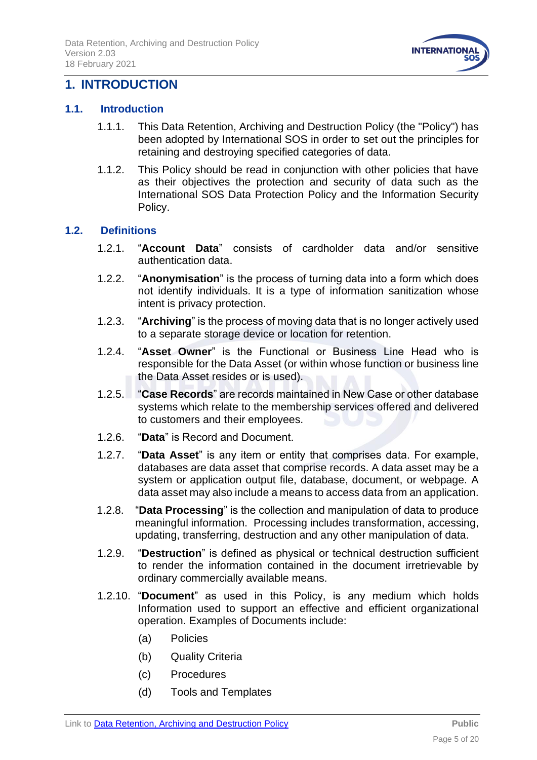# 1. INTRODUCTION

## 1.1. Introduction

1.1.1. This Data Retention, Archiving and Destruction Policy (the "Policy") has been adopted by International SOS in order to set out the principles for retaining and destroying specified categories of data.

1.1.2. This Policy should be read in conjunction with other policies that have as their objectives the protection and security of data such as the International SOS Data Protection Policy and the Information Security Policy.

## 1.2. Definitions

1.2.1. "**Account Data**" consists of cardholder data and/or sensitive authentication data.

1.2.2. "**Anonymisation**" is the process of turning data into a form which does not identify individuals. It is a type of information sanitization whose intent is privacy protection.

1.2.3. "**Archiving**" is the process of moving data that is no longer actively used to a separate storage device or location for retention.

1.2.4. "**Asset Owner**" is the Functional or Business Line Head who is responsible for the Data Asset (or within whose function or business line the Data Asset resides or is used).

1.2.5. "**Case Records**" are records maintained in New Case or other database systems which relate to the membership services offered and delivered to customers and their employees.

1.2.6. "**Data**" is Record and Document.

1.2.7. "**Data Asset**" is any item or entity that comprises data. For example, databases are data asset that comprise records. A data asset may be a system or application output file, database, document, or webpage. A data asset may also include a means to access data from an application.

1.2.8. "**Data Processing**" is the collection and manipulation of data to produce meaningful information. Processing includes transformation, accessing, updating, transferring, destruction and any other manipulation of data.

1.2.9. "**Destruction**" is defined as physical or technical destruction sufficient to render the information contained in the document irretrievable by ordinary commercially available means.

1.2.10. "**Document**" as used in this Policy, is any medium which holds Information used to support an effective and efficient organizational operation. Examples of Documents include:

(a) Policies

(b) Quality Criteria

(c) Procedures

(d) Tools and Templates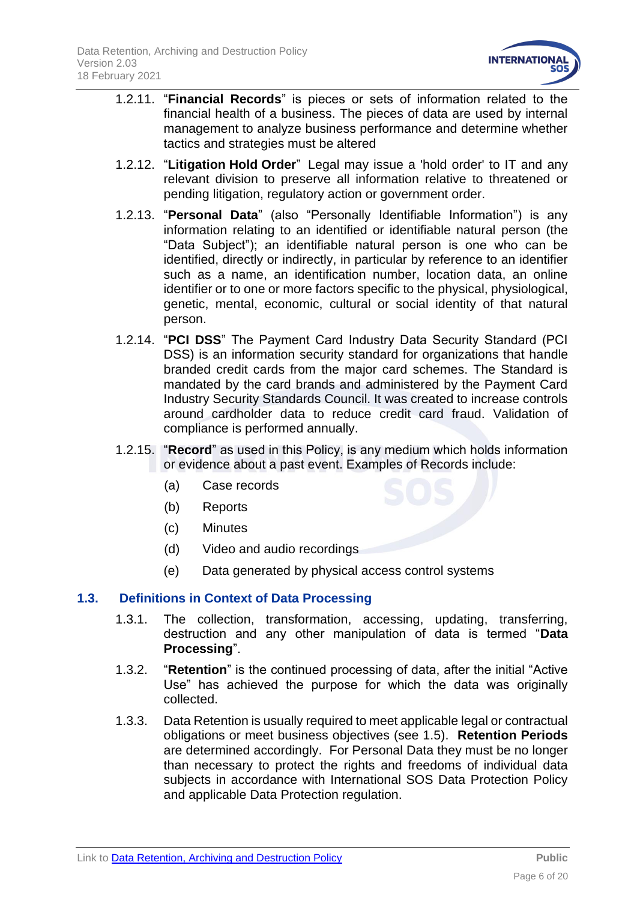1.2.11. "**Financial Records**" is pieces or sets of information related to the financial health of a business. The pieces of data are used by internal management to analyze business performance and determine whether tactics and strategies must be altered

1.2.12. "**Litigation Hold Order**" Legal may issue a 'hold order' to IT and any relevant division to preserve all information relative to threatened or pending litigation, regulatory action or government order.

1.2.13. "**Personal Data**" (also "Personally Identifiable Information") is any information relating to an identified or identifiable natural person (the "Data Subject"); an identifiable natural person is one who can be identified, directly or indirectly, in particular by reference to an identifier such as a name, an identification number, location data, an online identifier or to one or more factors specific to the physical, physiological, genetic, mental, economic, cultural or social identity of that natural person.

1.2.14. "**PCI DSS**" The Payment Card Industry Data Security Standard (PCI DSS) is an information security standard for organizations that handle branded credit cards from the major card schemes. The Standard is mandated by the card brands and administered by the Payment Card Industry Security Standards Council. It was created to increase controls around cardholder data to reduce credit card fraud. Validation of compliance is performed annually.

1.2.15. "**Record**" as used in this Policy, is any medium which holds information or evidence about a past event. Examples of Records include:

(a) Case records

(b) Reports

(c) Minutes

(d) Video and audio recordings

(e) Data generated by physical access control systems

## 1.3. Definitions in Context of Data Processing

1.3.1. The collection, transformation, accessing, updating, transferring, destruction and any other manipulation of data is termed "**Data Processing**".

1.3.2. "**Retention**" is the continued processing of data, after the initial "Active Use" has achieved the purpose for which the data was originally collected.

1.3.3. Data Retention is usually required to meet applicable legal or contractual obligations or meet business objectives (see 1.5). **Retention Periods** are determined accordingly. For Personal Data they must be no longer than necessary to protect the rights and freedoms of individual data subjects in accordance with International SOS Data Protection Policy and applicable Data Protection regulation.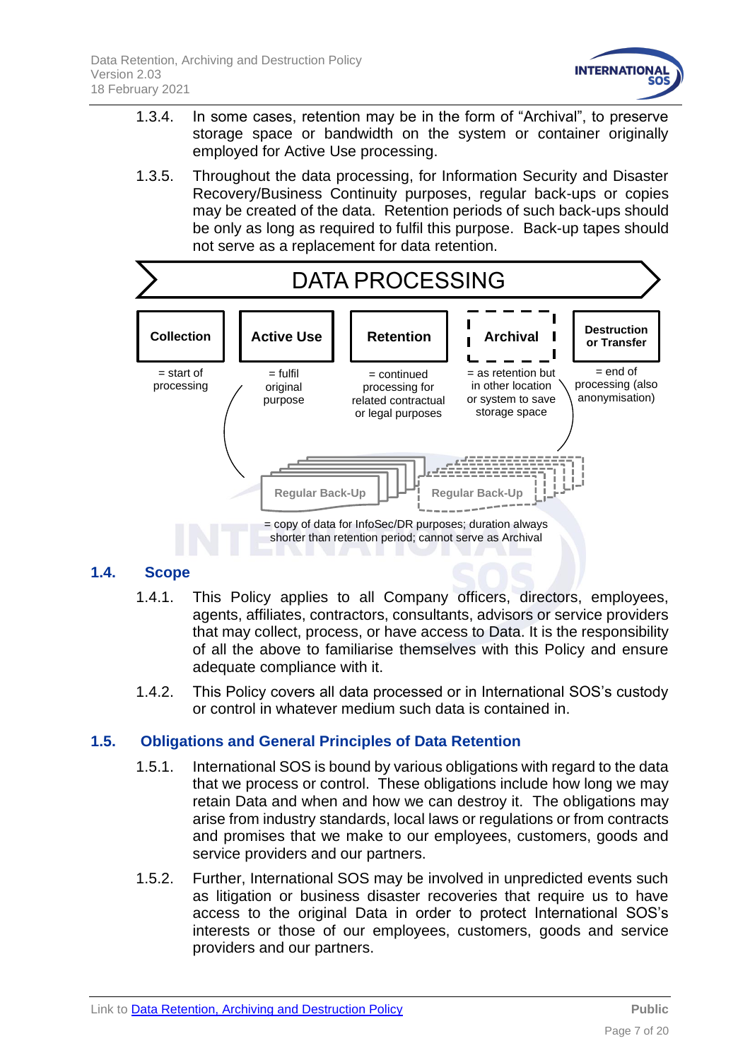1.3.4. In some cases, retention may be in the form of "Archival", to preserve storage space or bandwidth on the system or container originally employed for Active Use processing.

1.3.5. Throughout the data processing, for Information Security and Disaster Recovery/Business Continuity purposes, regular back-ups or copies may be created of the data. Retention periods of such back-ups should be only as long as required to fulfil this purpose. Back-up tapes should not serve as a replacement for data retention.

DATA PROCESSING

| Collection | Active Use | Retention | Archival | Destruction or Transfer |
|---|---|---|---|---|
| = start of processing | = fulfil original purpose | = continued processing for related contractual or legal purposes | = as retention but in other location or system to save storage space | = end of processing (also anonymisation) |

Regular Back-Up / Regular Back-Up

= copy of data for InfoSec/DR purposes; duration always shorter than retention period; cannot serve as Archival

## 1.4. Scope

1.4.1. This Policy applies to all Company officers, directors, employees, agents, affiliates, contractors, consultants, advisors or service providers that may collect, process, or have access to Data. It is the responsibility of all the above to familiarise themselves with this Policy and ensure adequate compliance with it.

1.4.2. This Policy covers all data processed or in International SOS's custody or control in whatever medium such data is contained in.

## 1.5. Obligations and General Principles of Data Retention

1.5.1. International SOS is bound by various obligations with regard to the data that we process or control. These obligations include how long we may retain Data and when and how we can destroy it. The obligations may arise from industry standards, local laws or regulations or from contracts and promises that we make to our employees, customers, goods and service providers and our partners.

1.5.2. Further, International SOS may be involved in unpredicted events such as litigation or business disaster recoveries that require us to have access to the original Data in order to protect International SOS's interests or those of our employees, customers, goods and service providers and our partners.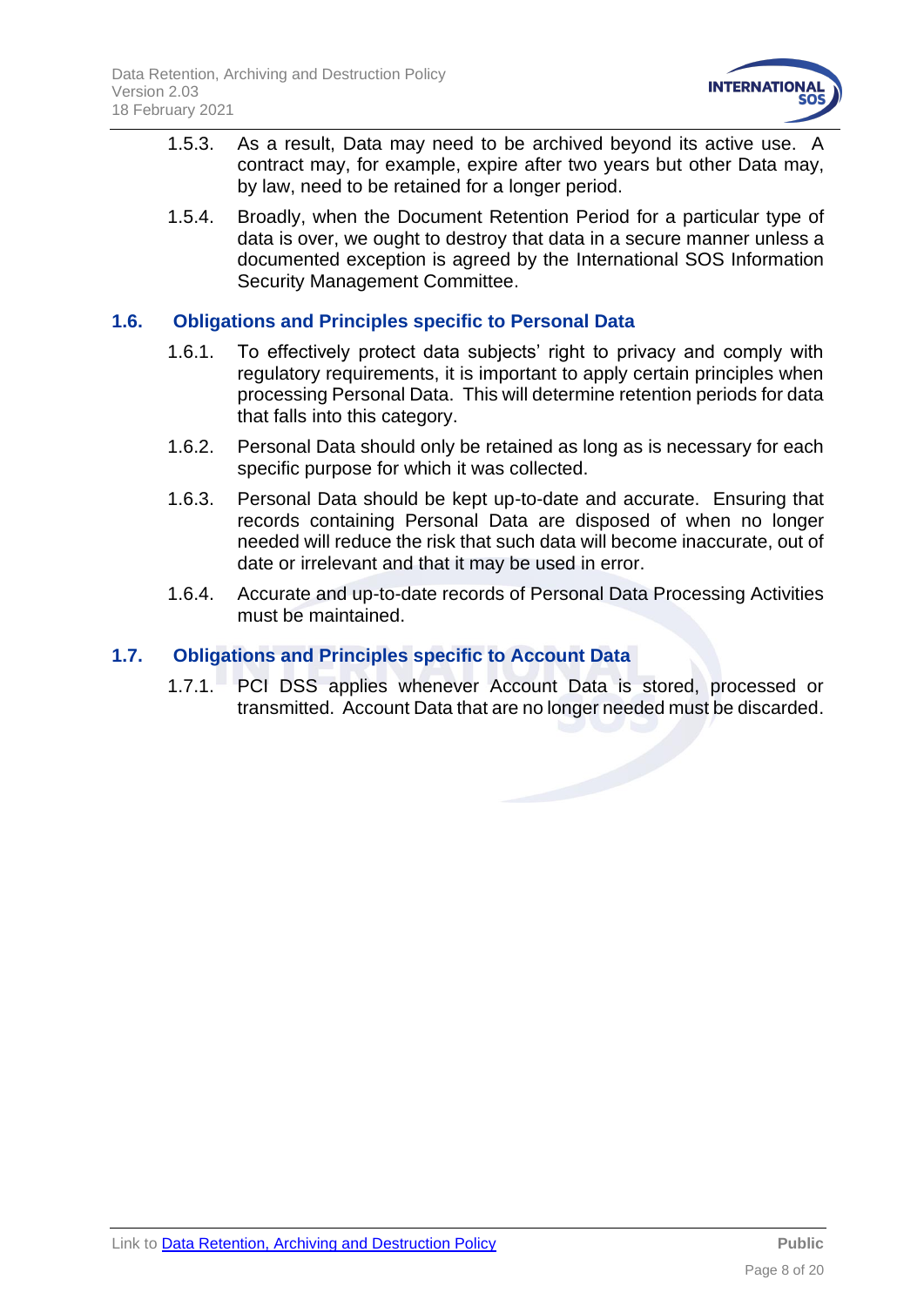1.5.3. As a result, Data may need to be archived beyond its active use. A contract may, for example, expire after two years but other Data may, by law, need to be retained for a longer period.

1.5.4. Broadly, when the Document Retention Period for a particular type of data is over, we ought to destroy that data in a secure manner unless a documented exception is agreed by the International SOS Information Security Management Committee.

## 1.6. Obligations and Principles specific to Personal Data

1.6.1. To effectively protect data subjects' right to privacy and comply with regulatory requirements, it is important to apply certain principles when processing Personal Data. This will determine retention periods for data that falls into this category.

1.6.2. Personal Data should only be retained as long as is necessary for each specific purpose for which it was collected.

1.6.3. Personal Data should be kept up-to-date and accurate. Ensuring that records containing Personal Data are disposed of when no longer needed will reduce the risk that such data will become inaccurate, out of date or irrelevant and that it may be used in error.

1.6.4. Accurate and up-to-date records of Personal Data Processing Activities must be maintained.

## 1.7. Obligations and Principles specific to Account Data

1.7.1. PCI DSS applies whenever Account Data is stored, processed or transmitted. Account Data that are no longer needed must be discarded.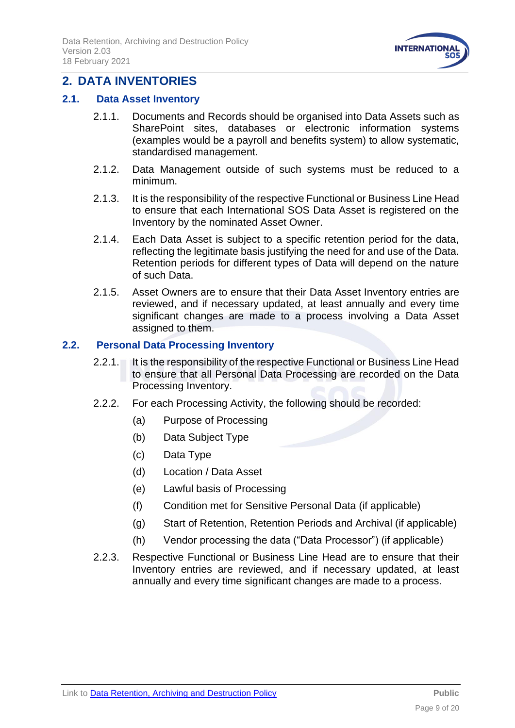## 2. DATA INVENTORIES

### 2.1. Data Asset Inventory

2.1.1. Documents and Records should be organised into Data Assets such as SharePoint sites, databases or electronic information systems (examples would be a payroll and benefits system) to allow systematic, standardised management.

2.1.2. Data Management outside of such systems must be reduced to a minimum.

2.1.3. It is the responsibility of the respective Functional or Business Line Head to ensure that each International SOS Data Asset is registered on the Inventory by the nominated Asset Owner.

2.1.4. Each Data Asset is subject to a specific retention period for the data, reflecting the legitimate basis justifying the need for and use of the Data. Retention periods for different types of Data will depend on the nature of such Data.

2.1.5. Asset Owners are to ensure that their Data Asset Inventory entries are reviewed, and if necessary updated, at least annually and every time significant changes are made to a process involving a Data Asset assigned to them.

### 2.2. Personal Data Processing Inventory

2.2.1. It is the responsibility of the respective Functional or Business Line Head to ensure that all Personal Data Processing are recorded on the Data Processing Inventory.

2.2.2. For each Processing Activity, the following should be recorded:

- (a) Purpose of Processing
- (b) Data Subject Type
- (c) Data Type
- (d) Location / Data Asset
- (e) Lawful basis of Processing
- (f) Condition met for Sensitive Personal Data (if applicable)
- (g) Start of Retention, Retention Periods and Archival (if applicable)
- (h) Vendor processing the data ("Data Processor") (if applicable)

2.2.3. Respective Functional or Business Line Head are to ensure that their Inventory entries are reviewed, and if necessary updated, at least annually and every time significant changes are made to a process.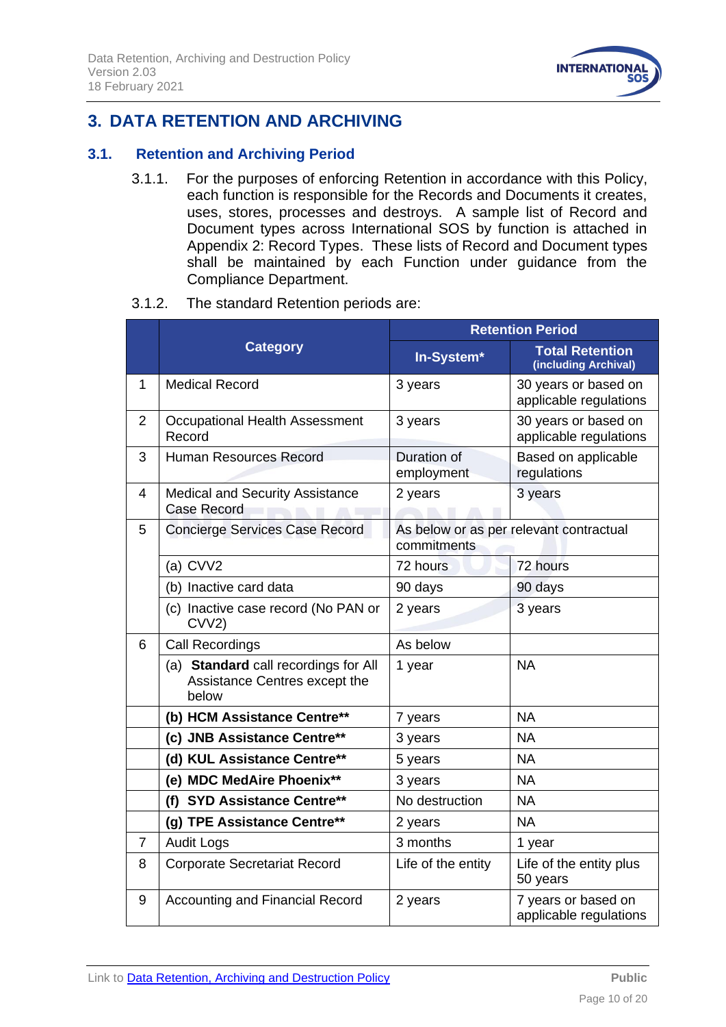# 3. DATA RETENTION AND ARCHIVING

## 3.1. Retention and Archiving Period

3.1.1. For the purposes of enforcing Retention in accordance with this Policy, each function is responsible for the Records and Documents it creates, uses, stores, processes and destroys. A sample list of Record and Document types across International SOS by function is attached in Appendix 2: Record Types. These lists of Record and Document types shall be maintained by each Function under guidance from the Compliance Department.

3.1.2. The standard Retention periods are:

| | Category | Retention Period | |
|---|---|---|---|
| | | **In-System*** | **Total Retention (including Archival)** |
| 1 | Medical Record | 3 years | 30 years or based on applicable regulations |
| 2 | Occupational Health Assessment Record | 3 years | 30 years or based on applicable regulations |
| 3 | Human Resources Record | Duration of employment | Based on applicable regulations |
| 4 | Medical and Security Assistance Case Record | 2 years | 3 years |
| 5 | Concierge Services Case Record | As below or as per relevant contractual commitments | |
| | (a) CVV2 | 72 hours | 72 hours |
| | (b) Inactive card data | 90 days | 90 days |
| | (c) Inactive case record (No PAN or CVV2) | 2 years | 3 years |
| 6 | Call Recordings | As below | |
| | (a) **Standard** call recordings for All Assistance Centres except the below | 1 year | NA |
| | **(b) HCM Assistance Centre**** | 7 years | NA |
| | **(c) JNB Assistance Centre**** | 3 years | NA |
| | **(d) KUL Assistance Centre**** | 5 years | NA |
| | **(e) MDC MedAire Phoenix**** | 3 years | NA |
| | **(f) SYD Assistance Centre**** | No destruction | NA |
| | **(g) TPE Assistance Centre**** | 2 years | NA |
| 7 | Audit Logs | 3 months | 1 year |
| 8 | Corporate Secretariat Record | Life of the entity | Life of the entity plus 50 years |
| 9 | Accounting and Financial Record | 2 years | 7 years or based on applicable regulations |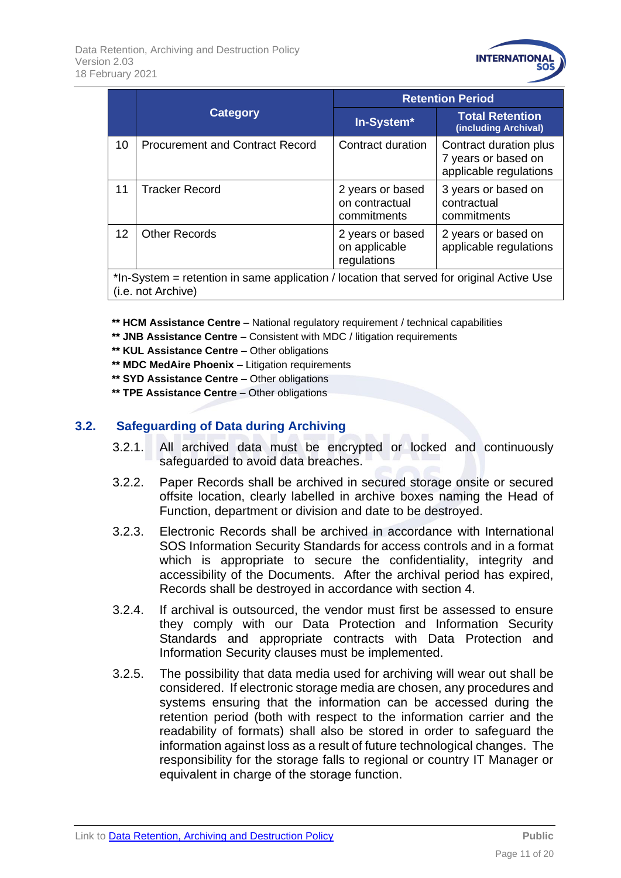| | Category | Retention Period | |
|---|---|---|---|
| | | In-System* | Total Retention (including Archival) |
| 10 | Procurement and Contract Record | Contract duration | Contract duration plus 7 years or based on applicable regulations |
| 11 | Tracker Record | 2 years or based on contractual commitments | 3 years or based on contractual commitments |
| 12 | Other Records | 2 years or based on applicable regulations | 2 years or based on applicable regulations |
| *In-System = retention in same application / location that served for original Active Use (i.e. not Archive) | | | |

**\*\* HCM Assistance Centre** – National regulatory requirement / technical capabilities
**\*\* JNB Assistance Centre** – Consistent with MDC / litigation requirements
**\*\* KUL Assistance Centre** – Other obligations
**\*\* MDC MedAire Phoenix** – Litigation requirements
**\*\* SYD Assistance Centre** – Other obligations
**\*\* TPE Assistance Centre** – Other obligations

## 3.2. Safeguarding of Data during Archiving

3.2.1. All archived data must be encrypted or locked and continuously safeguarded to avoid data breaches.

3.2.2. Paper Records shall be archived in secured storage onsite or secured offsite location, clearly labelled in archive boxes naming the Head of Function, department or division and date to be destroyed.

3.2.3. Electronic Records shall be archived in accordance with International SOS Information Security Standards for access controls and in a format which is appropriate to secure the confidentiality, integrity and accessibility of the Documents. After the archival period has expired, Records shall be destroyed in accordance with section 4.

3.2.4. If archival is outsourced, the vendor must first be assessed to ensure they comply with our Data Protection and Information Security Standards and appropriate contracts with Data Protection and Information Security clauses must be implemented.

3.2.5. The possibility that data media used for archiving will wear out shall be considered. If electronic storage media are chosen, any procedures and systems ensuring that the information can be accessed during the retention period (both with respect to the information carrier and the readability of formats) shall also be stored in order to safeguard the information against loss as a result of future technological changes. The responsibility for the storage falls to regional or country IT Manager or equivalent in charge of the storage function.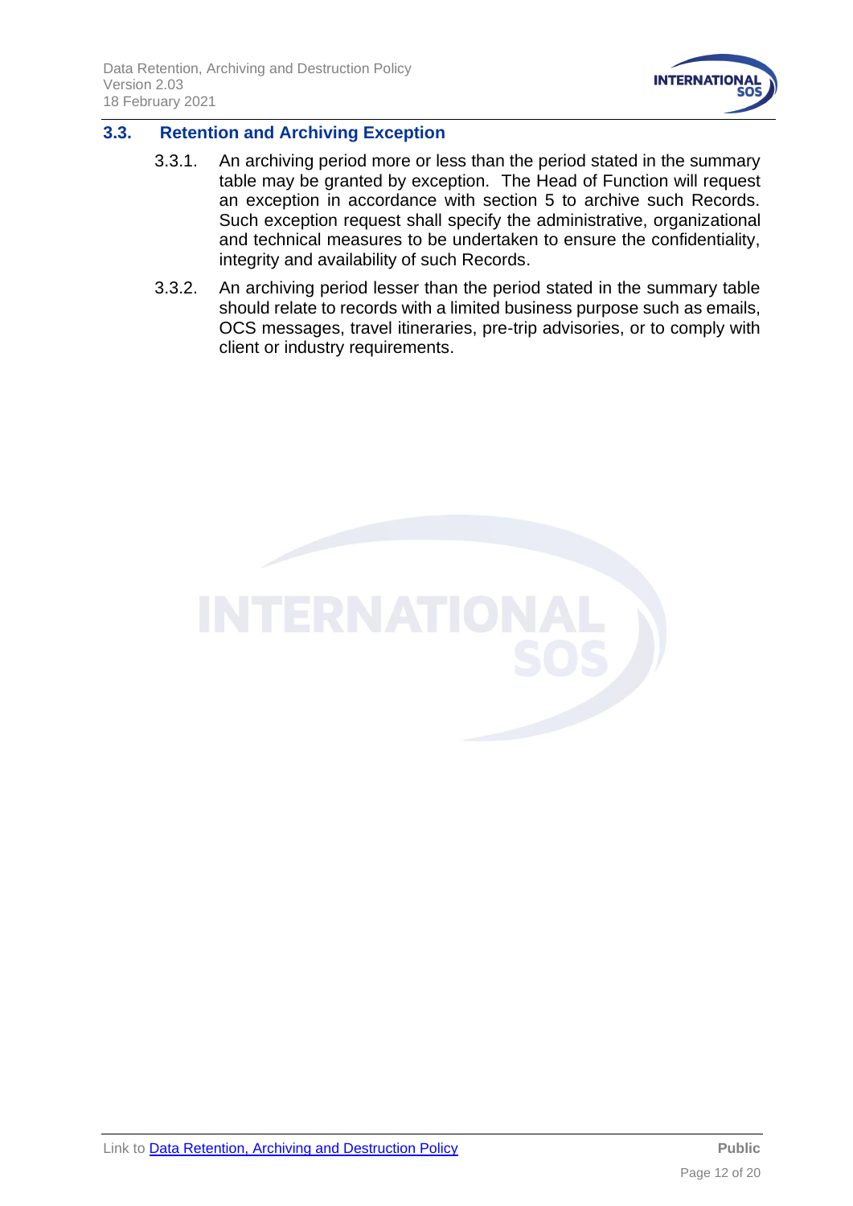## 3.3. Retention and Archiving Exception

3.3.1. An archiving period more or less than the period stated in the summary table may be granted by exception. The Head of Function will request an exception in accordance with section 5 to archive such Records. Such exception request shall specify the administrative, organizational and technical measures to be undertaken to ensure the confidentiality, integrity and availability of such Records.

3.3.2. An archiving period lesser than the period stated in the summary table should relate to records with a limited business purpose such as emails, OCS messages, travel itineraries, pre-trip advisories, or to comply with client or industry requirements.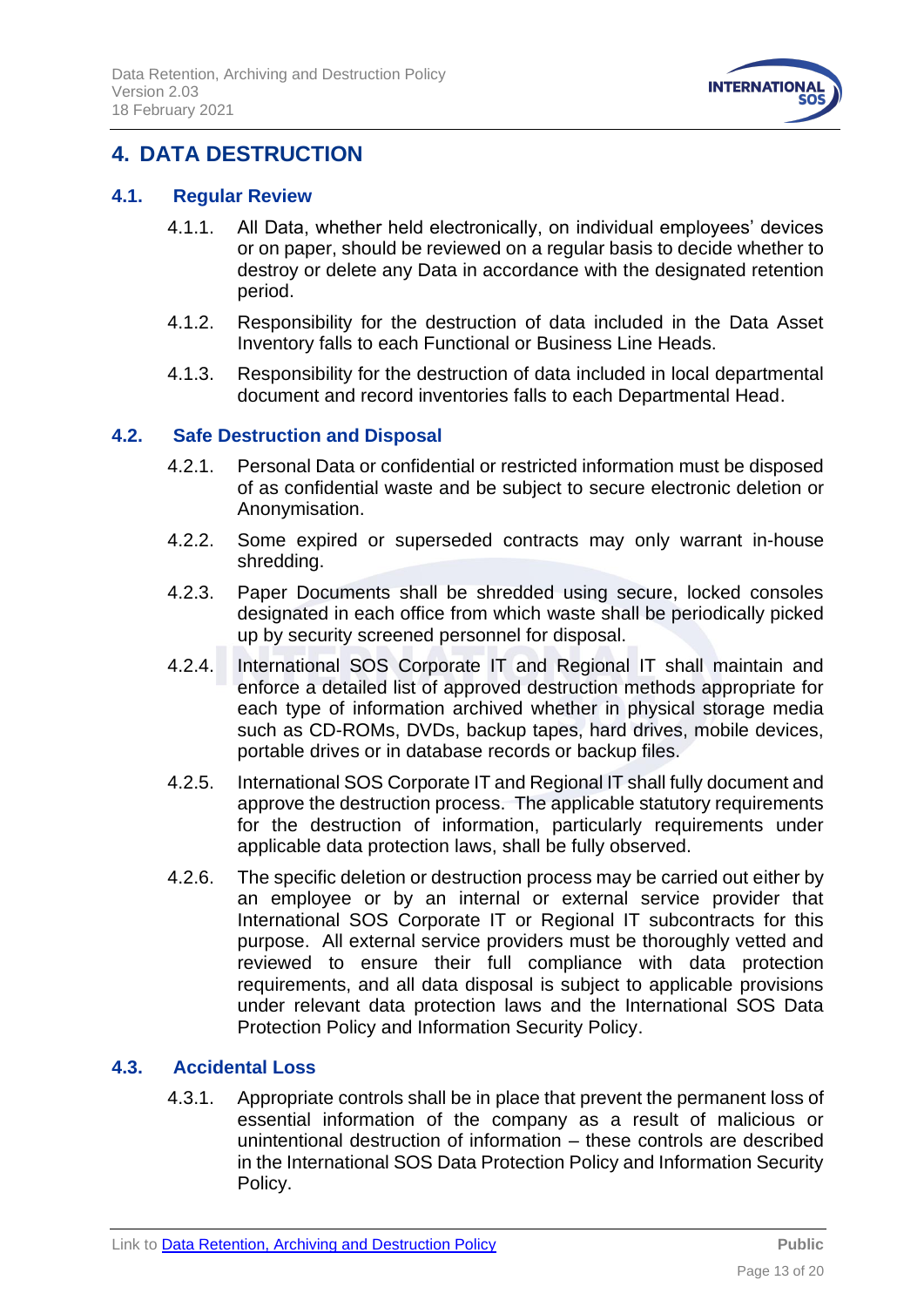# 4. DATA DESTRUCTION

## 4.1. Regular Review

4.1.1. All Data, whether held electronically, on individual employees' devices or on paper, should be reviewed on a regular basis to decide whether to destroy or delete any Data in accordance with the designated retention period.

4.1.2. Responsibility for the destruction of data included in the Data Asset Inventory falls to each Functional or Business Line Heads.

4.1.3. Responsibility for the destruction of data included in local departmental document and record inventories falls to each Departmental Head.

## 4.2. Safe Destruction and Disposal

4.2.1. Personal Data or confidential or restricted information must be disposed of as confidential waste and be subject to secure electronic deletion or Anonymisation.

4.2.2. Some expired or superseded contracts may only warrant in-house shredding.

4.2.3. Paper Documents shall be shredded using secure, locked consoles designated in each office from which waste shall be periodically picked up by security screened personnel for disposal.

4.2.4. International SOS Corporate IT and Regional IT shall maintain and enforce a detailed list of approved destruction methods appropriate for each type of information archived whether in physical storage media such as CD-ROMs, DVDs, backup tapes, hard drives, mobile devices, portable drives or in database records or backup files.

4.2.5. International SOS Corporate IT and Regional IT shall fully document and approve the destruction process. The applicable statutory requirements for the destruction of information, particularly requirements under applicable data protection laws, shall be fully observed.

4.2.6. The specific deletion or destruction process may be carried out either by an employee or by an internal or external service provider that International SOS Corporate IT or Regional IT subcontracts for this purpose. All external service providers must be thoroughly vetted and reviewed to ensure their full compliance with data protection requirements, and all data disposal is subject to applicable provisions under relevant data protection laws and the International SOS Data Protection Policy and Information Security Policy.

## 4.3. Accidental Loss

4.3.1. Appropriate controls shall be in place that prevent the permanent loss of essential information of the company as a result of malicious or unintentional destruction of information – these controls are described in the International SOS Data Protection Policy and Information Security Policy.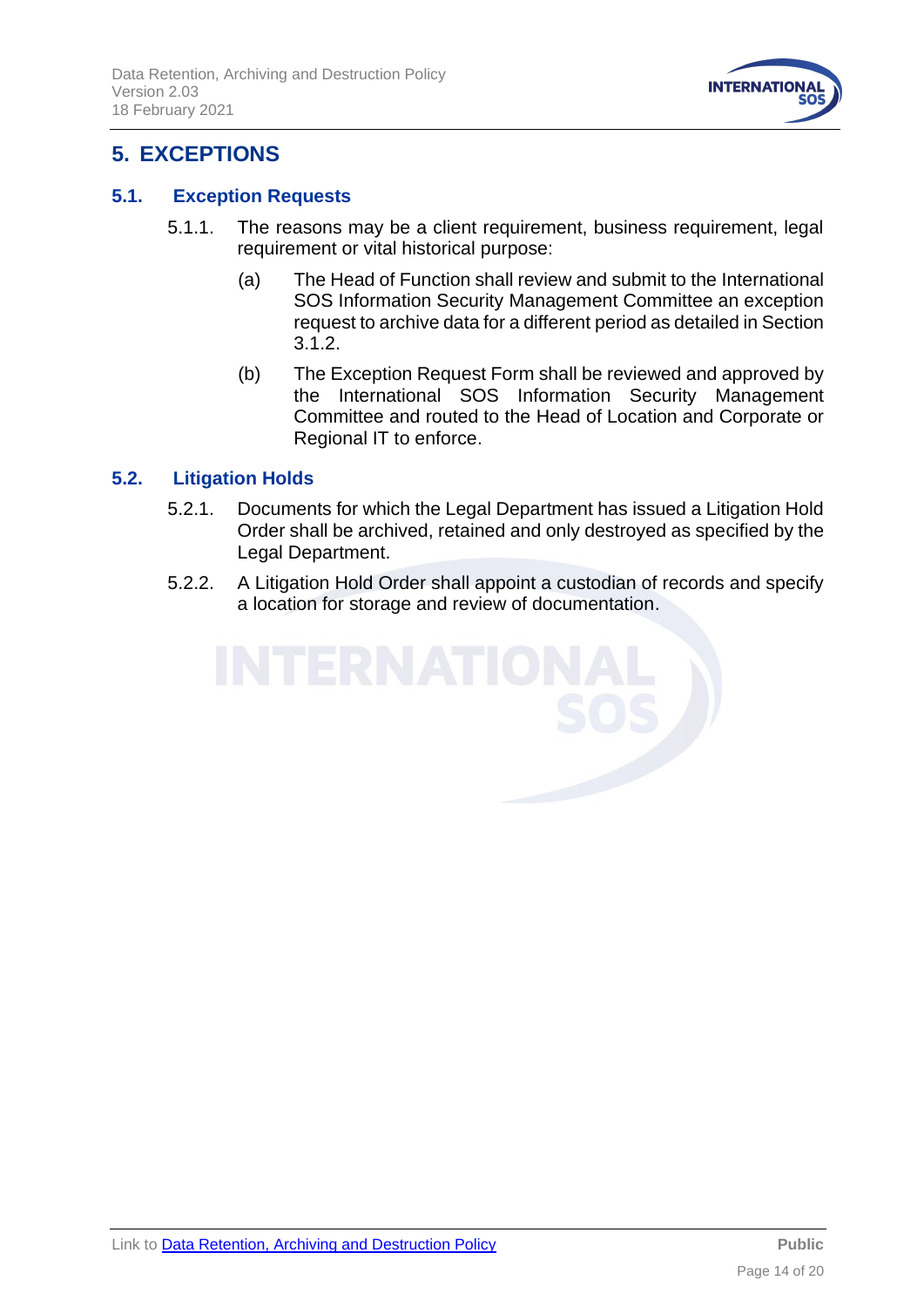# 5. EXCEPTIONS

## 5.1. Exception Requests

5.1.1. The reasons may be a client requirement, business requirement, legal requirement or vital historical purpose:

(a) The Head of Function shall review and submit to the International SOS Information Security Management Committee an exception request to archive data for a different period as detailed in Section 3.1.2.

(b) The Exception Request Form shall be reviewed and approved by the International SOS Information Security Management Committee and routed to the Head of Location and Corporate or Regional IT to enforce.

## 5.2. Litigation Holds

5.2.1. Documents for which the Legal Department has issued a Litigation Hold Order shall be archived, retained and only destroyed as specified by the Legal Department.

5.2.2. A Litigation Hold Order shall appoint a custodian of records and specify a location for storage and review of documentation.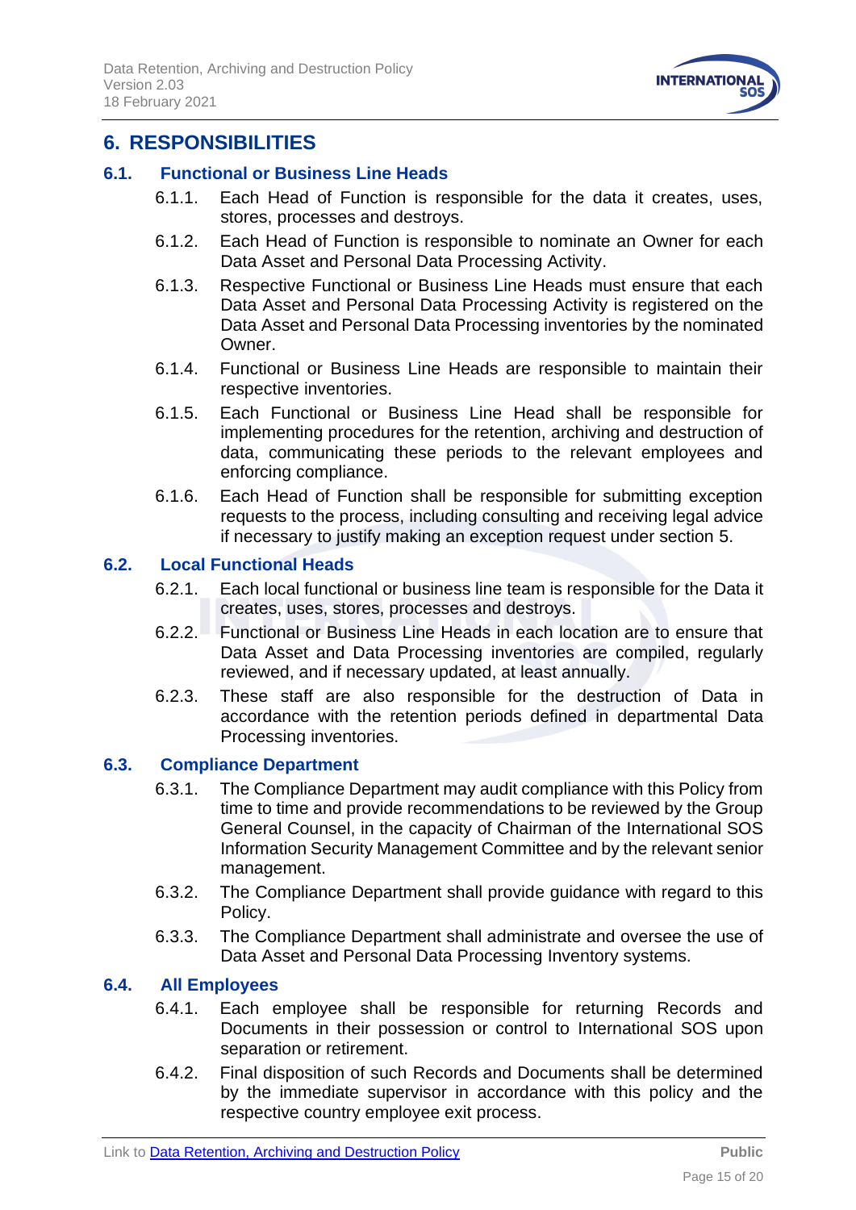# 6. RESPONSIBILITIES

## 6.1. Functional or Business Line Heads

6.1.1. Each Head of Function is responsible for the data it creates, uses, stores, processes and destroys.

6.1.2. Each Head of Function is responsible to nominate an Owner for each Data Asset and Personal Data Processing Activity.

6.1.3. Respective Functional or Business Line Heads must ensure that each Data Asset and Personal Data Processing Activity is registered on the Data Asset and Personal Data Processing inventories by the nominated Owner.

6.1.4. Functional or Business Line Heads are responsible to maintain their respective inventories.

6.1.5. Each Functional or Business Line Head shall be responsible for implementing procedures for the retention, archiving and destruction of data, communicating these periods to the relevant employees and enforcing compliance.

6.1.6. Each Head of Function shall be responsible for submitting exception requests to the process, including consulting and receiving legal advice if necessary to justify making an exception request under section 5.

## 6.2. Local Functional Heads

6.2.1. Each local functional or business line team is responsible for the Data it creates, uses, stores, processes and destroys.

6.2.2. Functional or Business Line Heads in each location are to ensure that Data Asset and Data Processing inventories are compiled, regularly reviewed, and if necessary updated, at least annually.

6.2.3. These staff are also responsible for the destruction of Data in accordance with the retention periods defined in departmental Data Processing inventories.

## 6.3. Compliance Department

6.3.1. The Compliance Department may audit compliance with this Policy from time to time and provide recommendations to be reviewed by the Group General Counsel, in the capacity of Chairman of the International SOS Information Security Management Committee and by the relevant senior management.

6.3.2. The Compliance Department shall provide guidance with regard to this Policy.

6.3.3. The Compliance Department shall administrate and oversee the use of Data Asset and Personal Data Processing Inventory systems.

## 6.4. All Employees

6.4.1. Each employee shall be responsible for returning Records and Documents in their possession or control to International SOS upon separation or retirement.

6.4.2. Final disposition of such Records and Documents shall be determined by the immediate supervisor in accordance with this policy and the respective country employee exit process.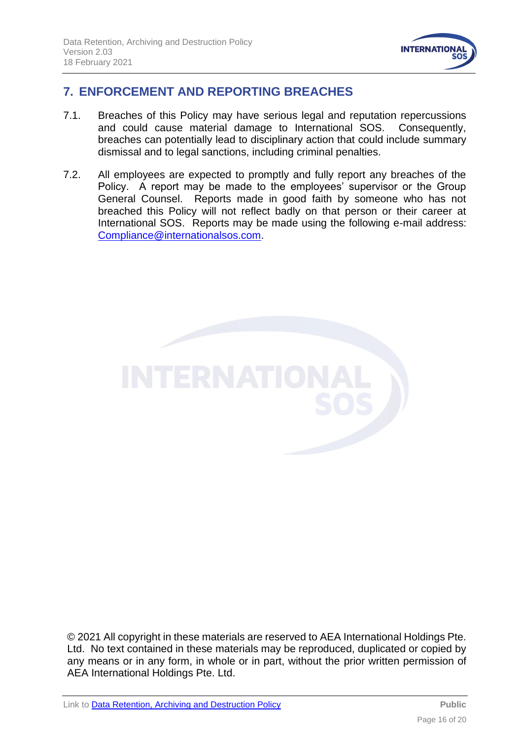## 7. ENFORCEMENT AND REPORTING BREACHES

7.1. Breaches of this Policy may have serious legal and reputation repercussions and could cause material damage to International SOS. Consequently, breaches can potentially lead to disciplinary action that could include summary dismissal and to legal sanctions, including criminal penalties.

7.2. All employees are expected to promptly and fully report any breaches of the Policy. A report may be made to the employees' supervisor or the Group General Counsel. Reports made in good faith by someone who has not breached this Policy will not reflect badly on that person or their career at International SOS. Reports may be made using the following e-mail address: Compliance@internationalsos.com.

© 2021 All copyright in these materials are reserved to AEA International Holdings Pte. Ltd. No text contained in these materials may be reproduced, duplicated or copied by any means or in any form, in whole or in part, without the prior written permission of AEA International Holdings Pte. Ltd.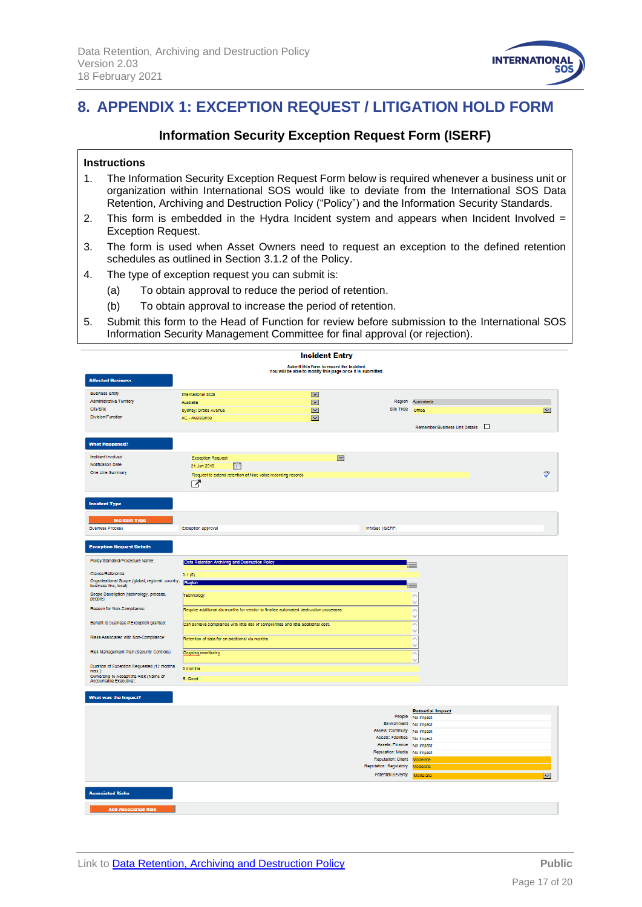# 8. APPENDIX 1: EXCEPTION REQUEST / LITIGATION HOLD FORM

### Information Security Exception Request Form (ISERF)

**Instructions**

1. The Information Security Exception Request Form below is required whenever a business unit or organization within International SOS would like to deviate from the International SOS Data Retention, Archiving and Destruction Policy ("Policy") and the Information Security Standards.
2. This form is embedded in the Hydra Incident system and appears when Incident Involved = Exception Request.
3. The form is used when Asset Owners need to request an exception to the defined retention schedules as outlined in Section 3.1.2 of the Policy.
4. The type of exception request you can submit is:
   (a) To obtain approval to reduce the period of retention.
   (b) To obtain approval to increase the period of retention.
5. Submit this form to the Head of Function for review before submission to the International SOS Information Security Management Committee for final approval (or rejection).

**Incident Entry**

Submit this form to record the incident.
You will be able to modify this page once it is submitted.

**Affected Business**

| | | | |
|---|---|---|---|
| Business Entity | International SOS | | |
| Administrative Territory | Australia | Region | Australasia |
| City/Site | Sydney: Drake Avenue | Site Type | Office |
| Division/Function | AC - Assistance | | |

Remember Business Unit Details ☐

**What Happened?**

| | |
|---|---|
| Incident Involved | Exception Request |
| Notification Date | 21 Jun 2018 |
| One Line Summary | Request to extend retention of Nice voice recording records |

**Incident Type**

| Incident Type | | |
|---|---|---|
| Business Process | Exception approval | InfoSec (ISERF) |

**Exception Request Details**

| | |
|---|---|
| Policy/Standard/Procedure Name: | Data Retention Archiving and Destruction Policy |
| Clause/Reference: | 3.1 (6) |
| Organizational Scope (global, regional, country, business line, local): | Region |
| Scope Description (technology, process, people): | Technology |
| Reason for Non-Compliance: | Require additional six months for vendor to finalise automated destruction processes |
| Benefit to business if Exception granted: | Can achieve compliance with little risk of compromise and little additional cost. |
| Risks Associated with Non-Compliance: | Retention of data for an additional six months |
| Risk Management Plan (Security Controls): | Ongoing monitoring |
| Duration of Exception Requested (12 months max.): | 6 months |
| Ownership to Accept the Risk (Name of Accountable Executive): | B. Good |

**What was the Impact?**

| | Potential Impact |
|---|---|
| People | No Impact |
| Environment | No Impact |
| Assets: Continuity | No Impact |
| Assets: Facilities | No Impact |
| Assets: Finance | No Impact |
| Reputation: Media | No Impact |
| Reputation: Client | Moderate |
| Reputation: Regulatory | Moderate |
| Potential Severity | Moderate |

**Associated Risks**

Add Associated Risk

Link to [Data Retention, Archiving and Destruction Policy]() **Public**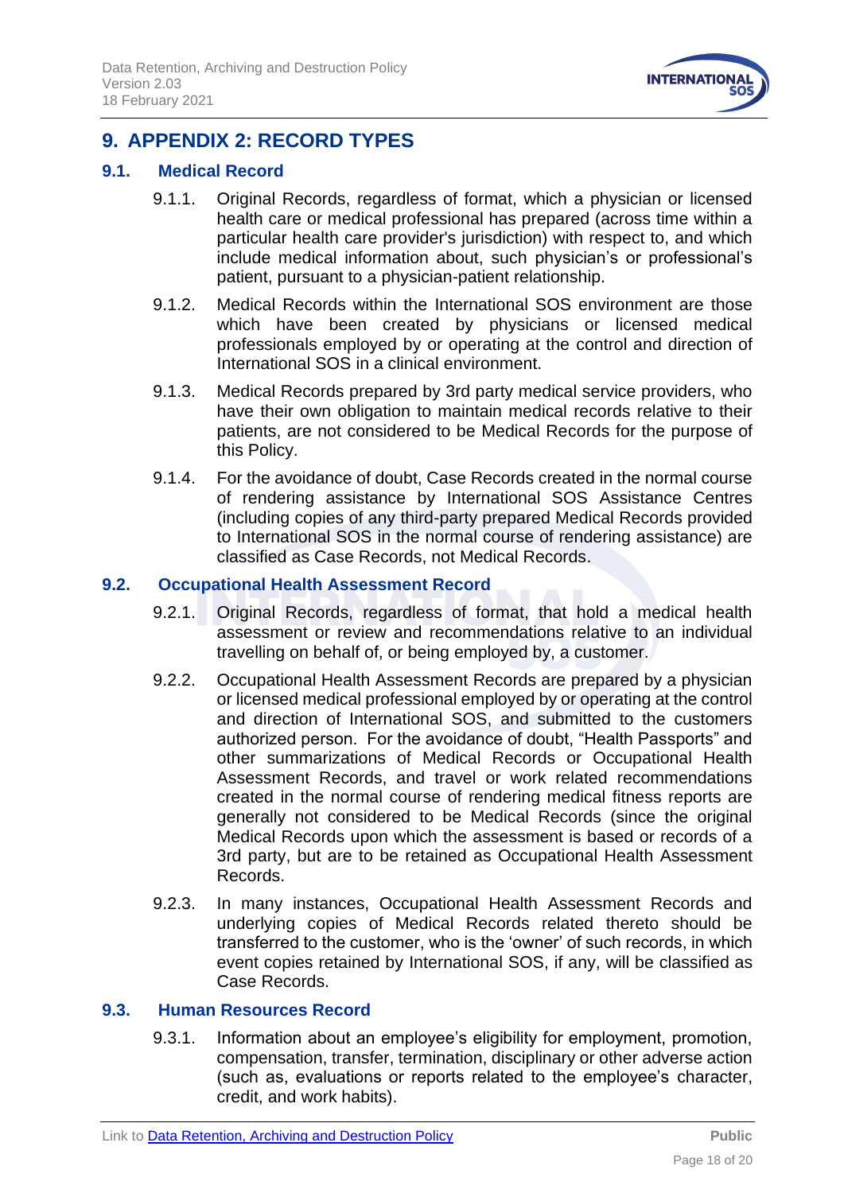# 9. APPENDIX 2: RECORD TYPES

## 9.1. Medical Record

9.1.1. Original Records, regardless of format, which a physician or licensed health care or medical professional has prepared (across time within a particular health care provider's jurisdiction) with respect to, and which include medical information about, such physician's or professional's patient, pursuant to a physician-patient relationship.

9.1.2. Medical Records within the International SOS environment are those which have been created by physicians or licensed medical professionals employed by or operating at the control and direction of International SOS in a clinical environment.

9.1.3. Medical Records prepared by 3rd party medical service providers, who have their own obligation to maintain medical records relative to their patients, are not considered to be Medical Records for the purpose of this Policy.

9.1.4. For the avoidance of doubt, Case Records created in the normal course of rendering assistance by International SOS Assistance Centres (including copies of any third-party prepared Medical Records provided to International SOS in the normal course of rendering assistance) are classified as Case Records, not Medical Records.

## 9.2. Occupational Health Assessment Record

9.2.1. Original Records, regardless of format, that hold a medical health assessment or review and recommendations relative to an individual travelling on behalf of, or being employed by, a customer.

9.2.2. Occupational Health Assessment Records are prepared by a physician or licensed medical professional employed by or operating at the control and direction of International SOS, and submitted to the customers authorized person. For the avoidance of doubt, "Health Passports" and other summarizations of Medical Records or Occupational Health Assessment Records, and travel or work related recommendations created in the normal course of rendering medical fitness reports are generally not considered to be Medical Records (since the original Medical Records upon which the assessment is based or records of a 3rd party, but are to be retained as Occupational Health Assessment Records.

9.2.3. In many instances, Occupational Health Assessment Records and underlying copies of Medical Records related thereto should be transferred to the customer, who is the 'owner' of such records, in which event copies retained by International SOS, if any, will be classified as Case Records.

## 9.3. Human Resources Record

9.3.1. Information about an employee's eligibility for employment, promotion, compensation, transfer, termination, disciplinary or other adverse action (such as, evaluations or reports related to the employee's character, credit, and work habits).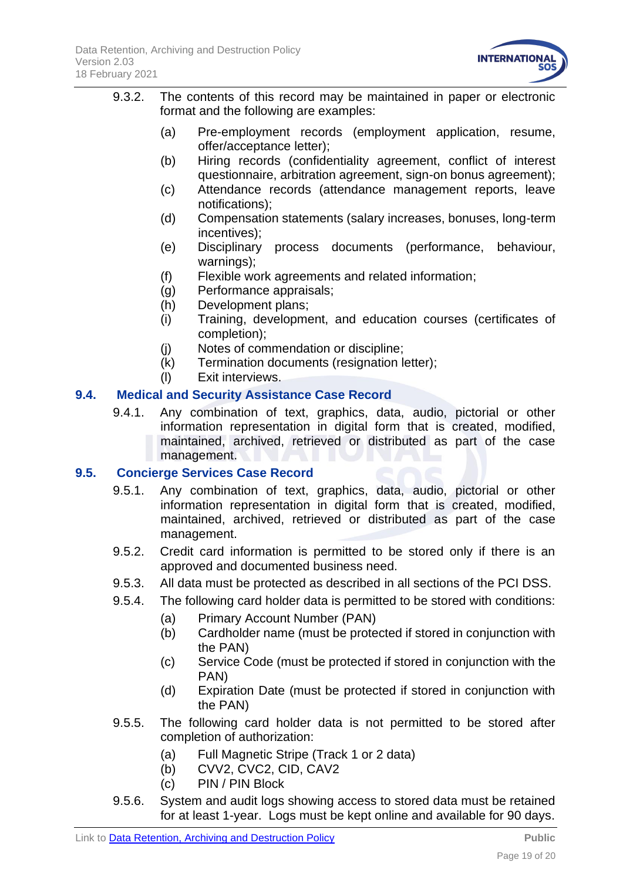9.3.2. The contents of this record may be maintained in paper or electronic format and the following are examples:

- (a) Pre-employment records (employment application, resume, offer/acceptance letter);
- (b) Hiring records (confidentiality agreement, conflict of interest questionnaire, arbitration agreement, sign-on bonus agreement);
- (c) Attendance records (attendance management reports, leave notifications);
- (d) Compensation statements (salary increases, bonuses, long-term incentives);
- (e) Disciplinary process documents (performance, behaviour, warnings);
- (f) Flexible work agreements and related information;
- (g) Performance appraisals;
- (h) Development plans;
- (i) Training, development, and education courses (certificates of completion);
- (j) Notes of commendation or discipline;
- (k) Termination documents (resignation letter);
- (l) Exit interviews.

## 9.4. Medical and Security Assistance Case Record

9.4.1. Any combination of text, graphics, data, audio, pictorial or other information representation in digital form that is created, modified, maintained, archived, retrieved or distributed as part of the case management.

## 9.5. Concierge Services Case Record

9.5.1. Any combination of text, graphics, data, audio, pictorial or other information representation in digital form that is created, modified, maintained, archived, retrieved or distributed as part of the case management.

9.5.2. Credit card information is permitted to be stored only if there is an approved and documented business need.

9.5.3. All data must be protected as described in all sections of the PCI DSS.

9.5.4. The following card holder data is permitted to be stored with conditions:

- (a) Primary Account Number (PAN)
- (b) Cardholder name (must be protected if stored in conjunction with the PAN)
- (c) Service Code (must be protected if stored in conjunction with the PAN)
- (d) Expiration Date (must be protected if stored in conjunction with the PAN)

9.5.5. The following card holder data is not permitted to be stored after completion of authorization:

- (a) Full Magnetic Stripe (Track 1 or 2 data)
- (b) CVV2, CVC2, CID, CAV2
- (c) PIN / PIN Block

9.5.6. System and audit logs showing access to stored data must be retained for at least 1-year. Logs must be kept online and available for 90 days.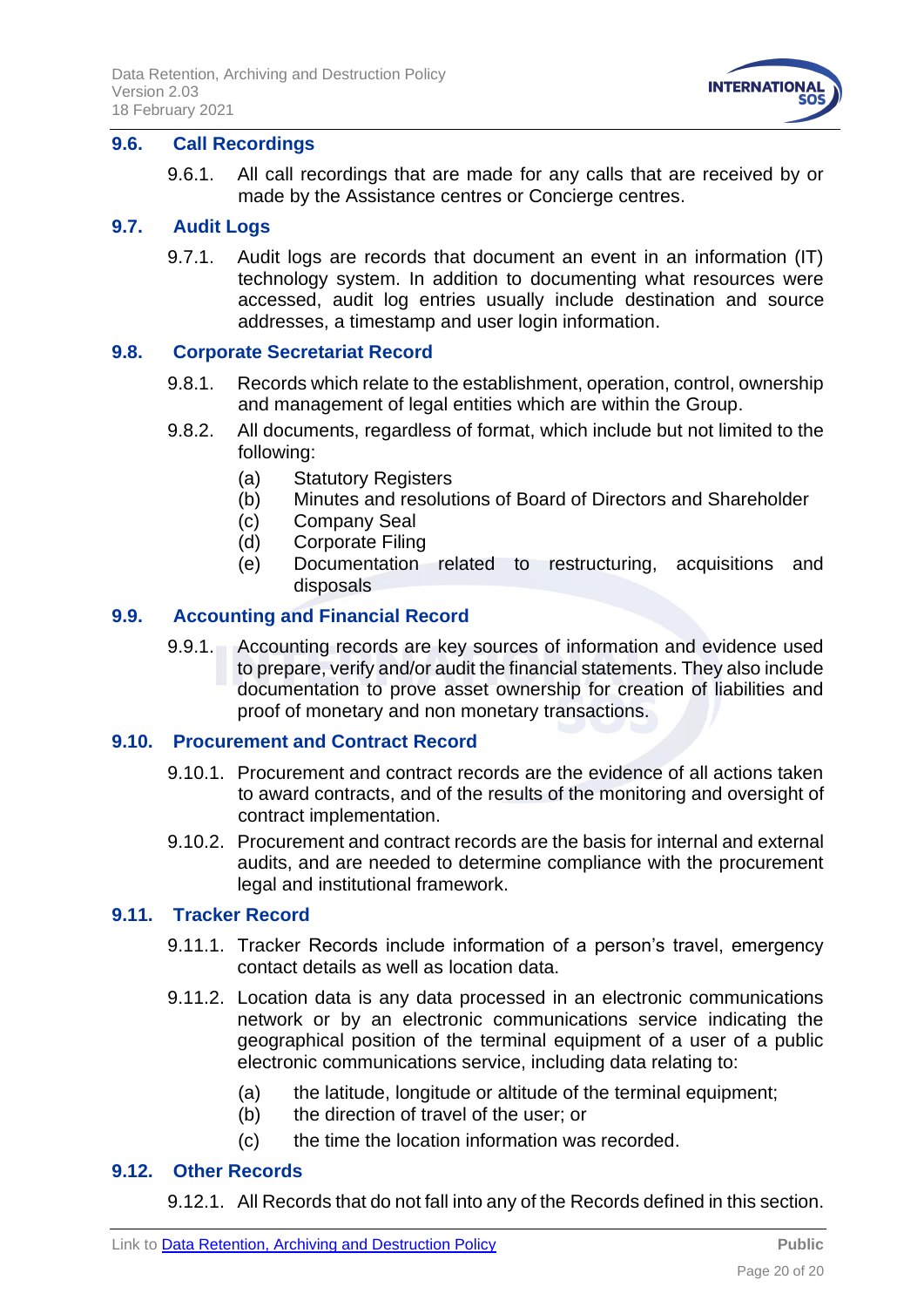### 9.6. Call Recordings

9.6.1. All call recordings that are made for any calls that are received by or made by the Assistance centres or Concierge centres.

### 9.7. Audit Logs

9.7.1. Audit logs are records that document an event in an information (IT) technology system. In addition to documenting what resources were accessed, audit log entries usually include destination and source addresses, a timestamp and user login information.

### 9.8. Corporate Secretariat Record

9.8.1. Records which relate to the establishment, operation, control, ownership and management of legal entities which are within the Group.

9.8.2. All documents, regardless of format, which include but not limited to the following:

(a) Statutory Registers
(b) Minutes and resolutions of Board of Directors and Shareholder
(c) Company Seal
(d) Corporate Filing
(e) Documentation related to restructuring, acquisitions and disposals

### 9.9. Accounting and Financial Record

9.9.1. Accounting records are key sources of information and evidence used to prepare, verify and/or audit the financial statements. They also include documentation to prove asset ownership for creation of liabilities and proof of monetary and non monetary transactions.

### 9.10. Procurement and Contract Record

9.10.1. Procurement and contract records are the evidence of all actions taken to award contracts, and of the results of the monitoring and oversight of contract implementation.

9.10.2. Procurement and contract records are the basis for internal and external audits, and are needed to determine compliance with the procurement legal and institutional framework.

### 9.11. Tracker Record

9.11.1. Tracker Records include information of a person's travel, emergency contact details as well as location data.

9.11.2. Location data is any data processed in an electronic communications network or by an electronic communications service indicating the geographical position of the terminal equipment of a user of a public electronic communications service, including data relating to:

(a) the latitude, longitude or altitude of the terminal equipment;
(b) the direction of travel of the user; or
(c) the time the location information was recorded.

### 9.12. Other Records

9.12.1. All Records that do not fall into any of the Records defined in this section.